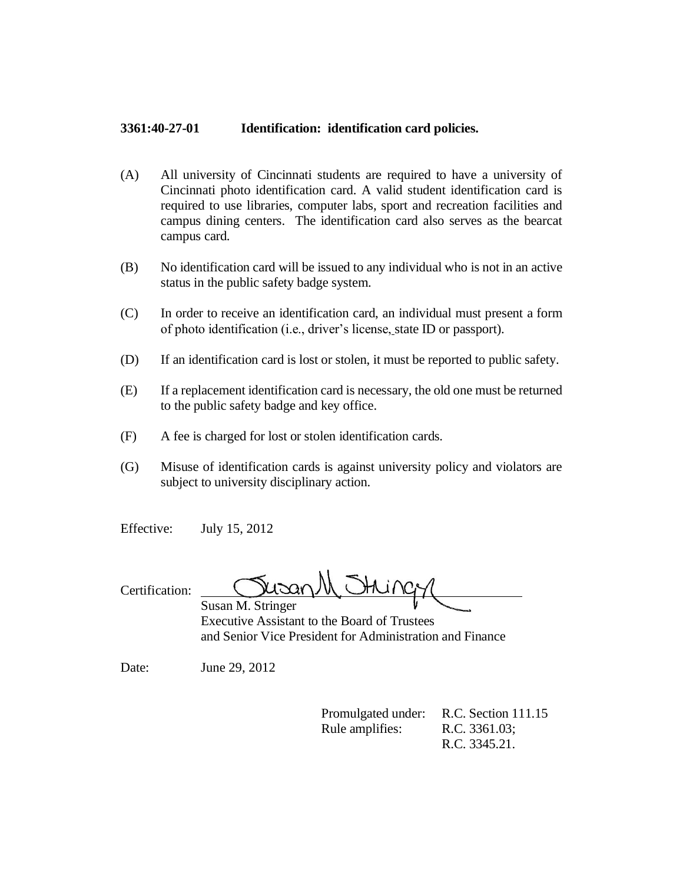**3361:40-27-01 Identification: identification card policies.**

(A) All university of Cincinnati students are required to have a university of Cincinnati photo identification card. A valid student identification card is required to use libraries, computer labs, sport and recreation facilities and campus dining centers. The identification card also serves as the bearcat campus card.

(B) No identification card will be issued to any individual who is not in an active status in the public safety badge system.

(C) In order to receive an identification card, an individual must present a form of photo identification (i.e., driver's license, state ID or passport).

(D) If an identification card is lost or stolen, it must be reported to public safety.

(E) If a replacement identification card is necessary, the old one must be returned to the public safety badge and key office.

(F) A fee is charged for lost or stolen identification cards.

(G) Misuse of identification cards is against university policy and violators are subject to university disciplinary action.

Effective: July 15, 2012

Certification: Susan M. Stringer
Susan M. Stringer
Executive Assistant to the Board of Trustees
and Senior Vice President for Administration and Finance

Date: June 29, 2012

Promulgated under: R.C. Section 111.15
Rule amplifies: R.C. 3361.03;
R.C. 3345.21.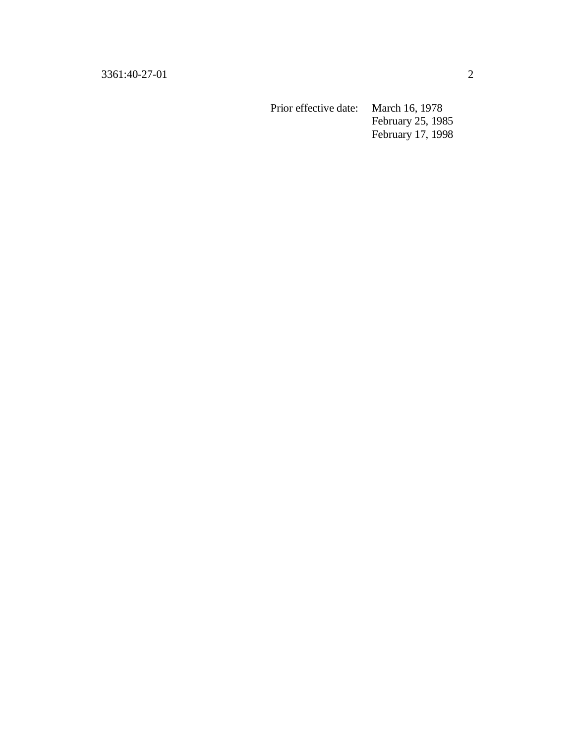Prior effective date: March 16, 1978
February 25, 1985
February 17, 1998